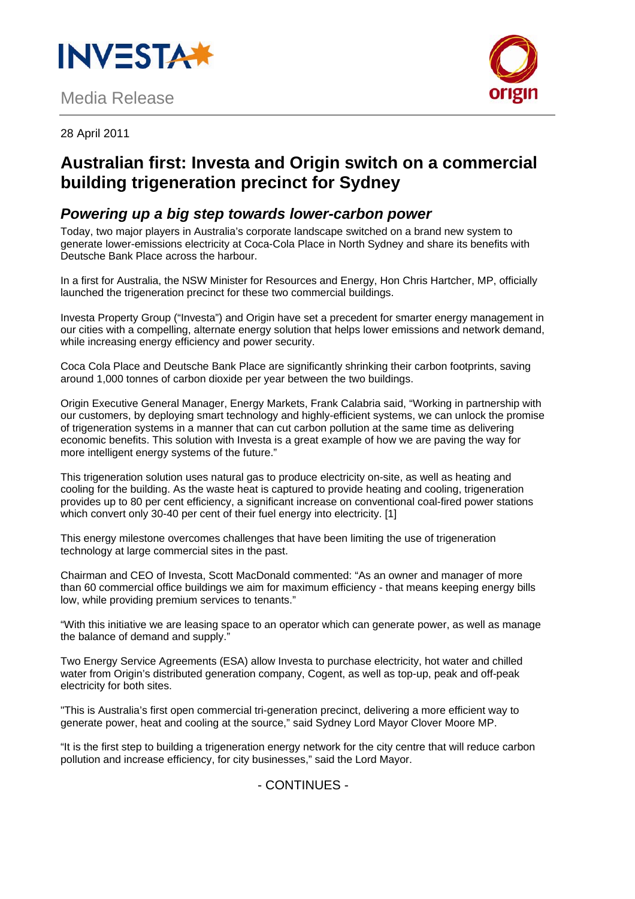INVESTA

Media Release

origin

28 April 2011

# Australian first: Investa and Origin switch on a commercial building trigeneration precinct for Sydney

## *Powering up a big step towards lower-carbon power*

Today, two major players in Australia's corporate landscape switched on a brand new system to generate lower-emissions electricity at Coca-Cola Place in North Sydney and share its benefits with Deutsche Bank Place across the harbour.

In a first for Australia, the NSW Minister for Resources and Energy, Hon Chris Hartcher, MP, officially launched the trigeneration precinct for these two commercial buildings.

Investa Property Group ("Investa") and Origin have set a precedent for smarter energy management in our cities with a compelling, alternate energy solution that helps lower emissions and network demand, while increasing energy efficiency and power security.

Coca Cola Place and Deutsche Bank Place are significantly shrinking their carbon footprints, saving around 1,000 tonnes of carbon dioxide per year between the two buildings.

Origin Executive General Manager, Energy Markets, Frank Calabria said, "Working in partnership with our customers, by deploying smart technology and highly-efficient systems, we can unlock the promise of trigeneration systems in a manner that can cut carbon pollution at the same time as delivering economic benefits. This solution with Investa is a great example of how we are paving the way for more intelligent energy systems of the future."

This trigeneration solution uses natural gas to produce electricity on-site, as well as heating and cooling for the building. As the waste heat is captured to provide heating and cooling, trigeneration provides up to 80 per cent efficiency, a significant increase on conventional coal-fired power stations which convert only 30-40 per cent of their fuel energy into electricity. [1]

This energy milestone overcomes challenges that have been limiting the use of trigeneration technology at large commercial sites in the past.

Chairman and CEO of Investa, Scott MacDonald commented: "As an owner and manager of more than 60 commercial office buildings we aim for maximum efficiency - that means keeping energy bills low, while providing premium services to tenants."

"With this initiative we are leasing space to an operator which can generate power, as well as manage the balance of demand and supply."

Two Energy Service Agreements (ESA) allow Investa to purchase electricity, hot water and chilled water from Origin's distributed generation company, Cogent, as well as top-up, peak and off-peak electricity for both sites.

"This is Australia's first open commercial tri-generation precinct, delivering a more efficient way to generate power, heat and cooling at the source," said Sydney Lord Mayor Clover Moore MP.

"It is the first step to building a trigeneration energy network for the city centre that will reduce carbon pollution and increase efficiency, for city businesses," said the Lord Mayor.

- CONTINUES -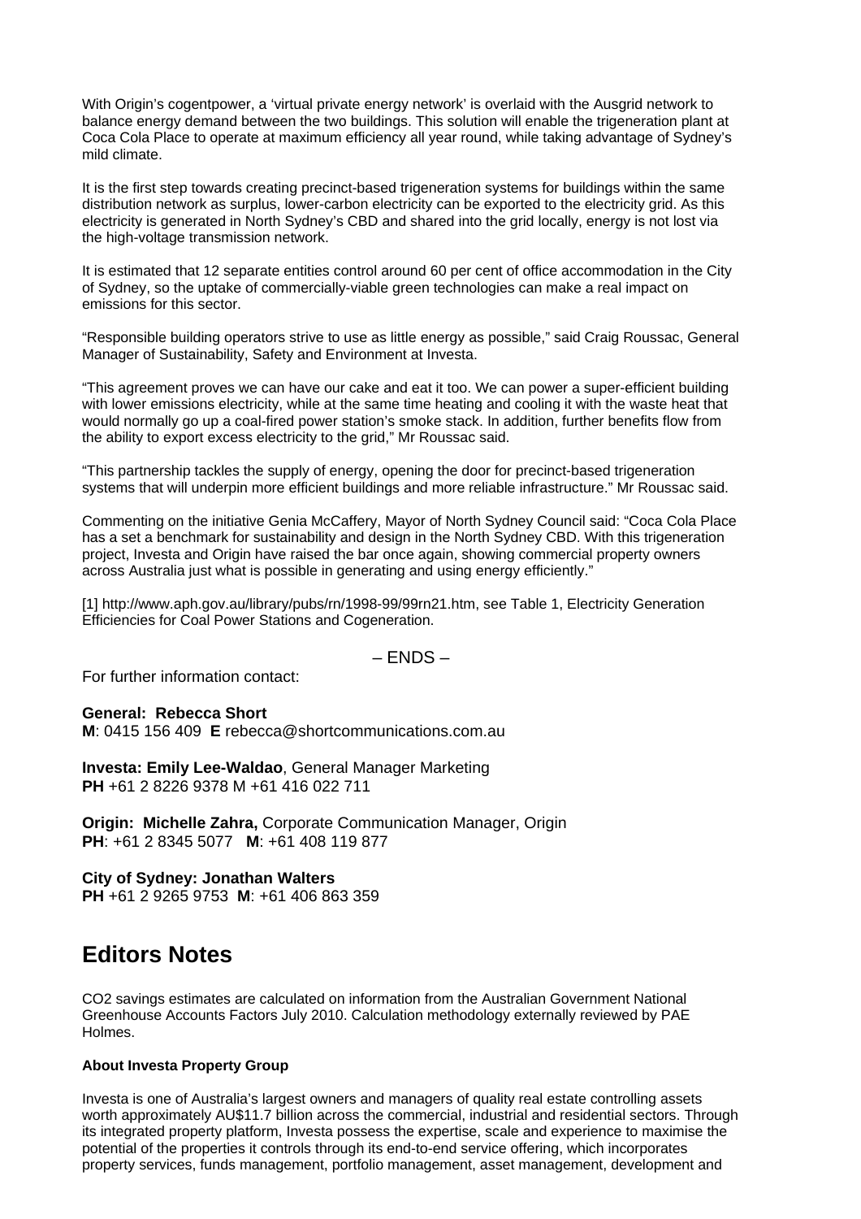With Origin's cogentpower, a 'virtual private energy network' is overlaid with the Ausgrid network to balance energy demand between the two buildings. This solution will enable the trigeneration plant at Coca Cola Place to operate at maximum efficiency all year round, while taking advantage of Sydney's mild climate.

It is the first step towards creating precinct-based trigeneration systems for buildings within the same distribution network as surplus, lower-carbon electricity can be exported to the electricity grid. As this electricity is generated in North Sydney's CBD and shared into the grid locally, energy is not lost via the high-voltage transmission network.

It is estimated that 12 separate entities control around 60 per cent of office accommodation in the City of Sydney, so the uptake of commercially-viable green technologies can make a real impact on emissions for this sector.

"Responsible building operators strive to use as little energy as possible," said Craig Roussac, General Manager of Sustainability, Safety and Environment at Investa.

"This agreement proves we can have our cake and eat it too. We can power a super-efficient building with lower emissions electricity, while at the same time heating and cooling it with the waste heat that would normally go up a coal-fired power station's smoke stack. In addition, further benefits flow from the ability to export excess electricity to the grid," Mr Roussac said.

"This partnership tackles the supply of energy, opening the door for precinct-based trigeneration systems that will underpin more efficient buildings and more reliable infrastructure." Mr Roussac said.

Commenting on the initiative Genia McCaffery, Mayor of North Sydney Council said: "Coca Cola Place has a set a benchmark for sustainability and design in the North Sydney CBD. With this trigeneration project, Investa and Origin have raised the bar once again, showing commercial property owners across Australia just what is possible in generating and using energy efficiently."

[1] http://www.aph.gov.au/library/pubs/rn/1998-99/99rn21.htm, see Table 1, Electricity Generation Efficiencies for Coal Power Stations and Cogeneration.

– ENDS –

For further information contact:

**General: Rebecca Short**
**M**: 0415 156 409 **E** rebecca@shortcommunications.com.au

**Investa: Emily Lee-Waldao**, General Manager Marketing
**PH** +61 2 8226 9378 M +61 416 022 711

**Origin: Michelle Zahra,** Corporate Communication Manager, Origin
**PH**: +61 2 8345 5077 **M**: +61 408 119 877

**City of Sydney: Jonathan Walters**
**PH** +61 2 9265 9753 **M**: +61 406 863 359

# Editors Notes

CO2 savings estimates are calculated on information from the Australian Government National Greenhouse Accounts Factors July 2010. Calculation methodology externally reviewed by PAE Holmes.

**About Investa Property Group**

Investa is one of Australia's largest owners and managers of quality real estate controlling assets worth approximately AU$11.7 billion across the commercial, industrial and residential sectors. Through its integrated property platform, Investa possess the expertise, scale and experience to maximise the potential of the properties it controls through its end-to-end service offering, which incorporates property services, funds management, portfolio management, asset management, development and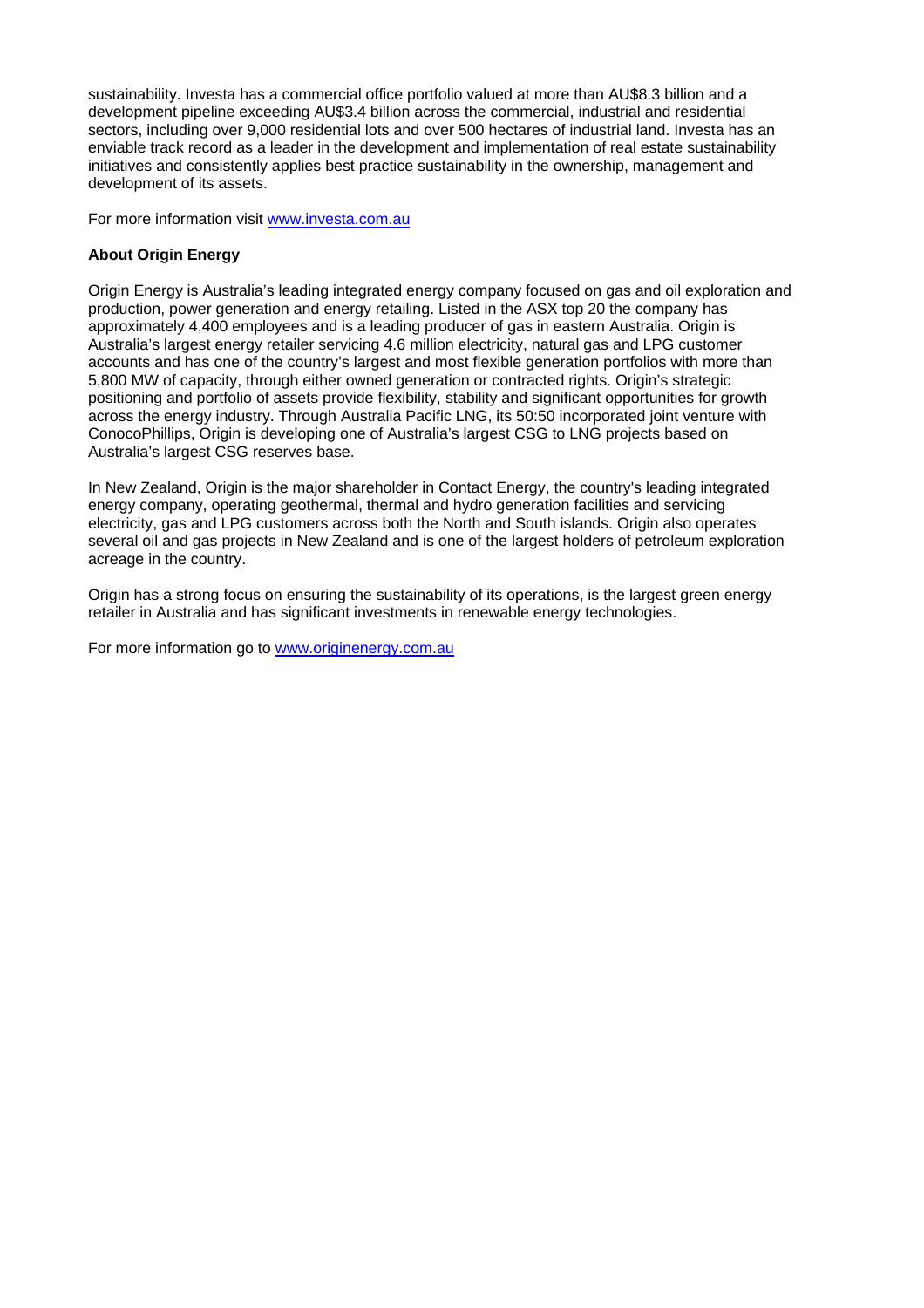sustainability. Investa has a commercial office portfolio valued at more than AU$8.3 billion and a development pipeline exceeding AU$3.4 billion across the commercial, industrial and residential sectors, including over 9,000 residential lots and over 500 hectares of industrial land. Investa has an enviable track record as a leader in the development and implementation of real estate sustainability initiatives and consistently applies best practice sustainability in the ownership, management and development of its assets.

For more information visit [www.investa.com.au](www.investa.com.au)

**About Origin Energy**

Origin Energy is Australia's leading integrated energy company focused on gas and oil exploration and production, power generation and energy retailing. Listed in the ASX top 20 the company has approximately 4,400 employees and is a leading producer of gas in eastern Australia. Origin is Australia's largest energy retailer servicing 4.6 million electricity, natural gas and LPG customer accounts and has one of the country's largest and most flexible generation portfolios with more than 5,800 MW of capacity, through either owned generation or contracted rights. Origin's strategic positioning and portfolio of assets provide flexibility, stability and significant opportunities for growth across the energy industry. Through Australia Pacific LNG, its 50:50 incorporated joint venture with ConocoPhillips, Origin is developing one of Australia's largest CSG to LNG projects based on Australia's largest CSG reserves base.

In New Zealand, Origin is the major shareholder in Contact Energy, the country's leading integrated energy company, operating geothermal, thermal and hydro generation facilities and servicing electricity, gas and LPG customers across both the North and South islands. Origin also operates several oil and gas projects in New Zealand and is one of the largest holders of petroleum exploration acreage in the country.

Origin has a strong focus on ensuring the sustainability of its operations, is the largest green energy retailer in Australia and has significant investments in renewable energy technologies.

For more information go to [www.originenergy.com.au](www.originenergy.com.au)